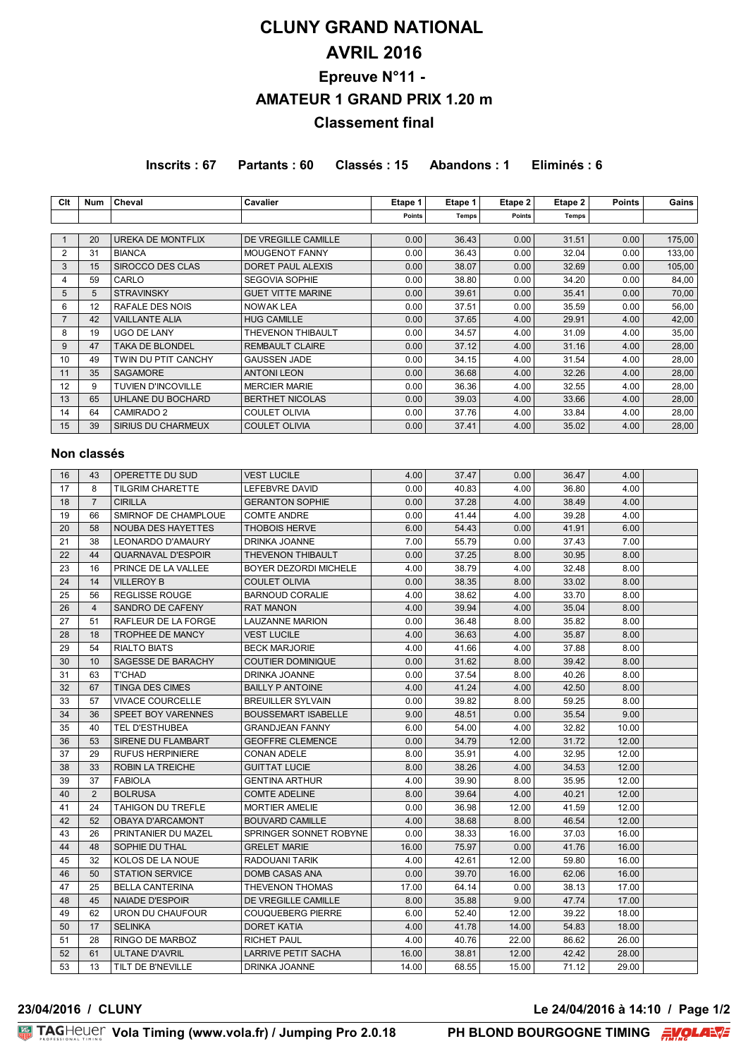# CLUNY GRAND NATIONAL

# AVRIL 2016

## Epreuve N°11 -

## AMATEUR 1 GRAND PRIX 1.20 m

## Classement final

**Inscrits : 67 Partants : 60 Classés : 15 Abandons : 1 Eliminés : 6**

| Clt | Num | Cheval | Cavalier | Etape 1 | Etape 1 | Etape 2 | Etape 2 | Points | Gains |
|---|---|---|---|---|---|---|---|---|---|
| | | | | Points | Temps | Points | Temps | | |
| 1 | 20 | UREKA DE MONTFLIX | DE VREGILLE CAMILLE | 0.00 | 36.43 | 0.00 | 31.51 | 0.00 | 175,00 |
| 2 | 31 | BIANCA | MOUGENOT FANNY | 0.00 | 36.43 | 0.00 | 32.04 | 0.00 | 133,00 |
| 3 | 15 | SIROCCO DES CLAS | DORET PAUL ALEXIS | 0.00 | 38.07 | 0.00 | 32.69 | 0.00 | 105,00 |
| 4 | 59 | CARLO | SEGOVIA SOPHIE | 0.00 | 38.80 | 0.00 | 34.20 | 0.00 | 84,00 |
| 5 | 5 | STRAVINSKY | GUET VITTE MARINE | 0.00 | 39.61 | 0.00 | 35.41 | 0.00 | 70,00 |
| 6 | 12 | RAFALE DES NOIS | NOWAK LEA | 0.00 | 37.51 | 0.00 | 35.59 | 0.00 | 56,00 |
| 7 | 42 | VAILLANTE ALIA | HUG CAMILLE | 0.00 | 37.65 | 4.00 | 29.91 | 4.00 | 42,00 |
| 8 | 19 | UGO DE LANY | THEVENON THIBAULT | 0.00 | 34.57 | 4.00 | 31.09 | 4.00 | 35,00 |
| 9 | 47 | TAKA DE BLONDEL | REMBAULT CLAIRE | 0.00 | 37.12 | 4.00 | 31.16 | 4.00 | 28,00 |
| 10 | 49 | TWIN DU PTIT CANCHY | GAUSSEN JADE | 0.00 | 34.15 | 4.00 | 31.54 | 4.00 | 28,00 |
| 11 | 35 | SAGAMORE | ANTONI LEON | 0.00 | 36.68 | 4.00 | 32.26 | 4.00 | 28,00 |
| 12 | 9 | TUVIEN D'INCOVILLE | MERCIER MARIE | 0.00 | 36.36 | 4.00 | 32.55 | 4.00 | 28,00 |
| 13 | 65 | UHLANE DU BOCHARD | BERTHET NICOLAS | 0.00 | 39.03 | 4.00 | 33.66 | 4.00 | 28,00 |
| 14 | 64 | CAMIRADO 2 | COULET OLIVIA | 0.00 | 37.76 | 4.00 | 33.84 | 4.00 | 28,00 |
| 15 | 39 | SIRIUS DU CHARMEUX | COULET OLIVIA | 0.00 | 37.41 | 4.00 | 35.02 | 4.00 | 28,00 |

### Non classés

| Clt | Num | Cheval | Cavalier | Etape 1 Points | Etape 1 Temps | Etape 2 Points | Etape 2 Temps | Points | Gains |
|---|---|---|---|---|---|---|---|---|---|
| 16 | 43 | OPERETTE DU SUD | VEST LUCILE | 4.00 | 37.47 | 0.00 | 36.47 | 4.00 | |
| 17 | 8 | TILGRIM CHARETTE | LEFEBVRE DAVID | 0.00 | 40.83 | 4.00 | 36.80 | 4.00 | |
| 18 | 7 | CIRILLA | GERANTON SOPHIE | 0.00 | 37.28 | 4.00 | 38.49 | 4.00 | |
| 19 | 66 | SMIRNOF DE CHAMPLOUE | COMTE ANDRE | 0.00 | 41.44 | 4.00 | 39.28 | 4.00 | |
| 20 | 58 | NOUBA DES HAYETTES | THOBOIS HERVE | 6.00 | 54.43 | 0.00 | 41.91 | 6.00 | |
| 21 | 38 | LEONARDO D'AMAURY | DRINKA JOANNE | 7.00 | 55.79 | 0.00 | 37.43 | 7.00 | |
| 22 | 44 | QUARNAVAL D'ESPOIR | THEVENON THIBAULT | 0.00 | 37.25 | 8.00 | 30.95 | 8.00 | |
| 23 | 16 | PRINCE DE LA VALLEE | BOYER DEZORDI MICHELE | 4.00 | 38.79 | 4.00 | 32.48 | 8.00 | |
| 24 | 14 | VILLEROY B | COULET OLIVIA | 0.00 | 38.35 | 8.00 | 33.02 | 8.00 | |
| 25 | 56 | REGLISSE ROUGE | BARNOUD CORALIE | 4.00 | 38.62 | 4.00 | 33.70 | 8.00 | |
| 26 | 4 | SANDRO DE CAFENY | RAT MANON | 4.00 | 39.94 | 4.00 | 35.04 | 8.00 | |
| 27 | 51 | RAFLEUR DE LA FORGE | LAUZANNE MARION | 0.00 | 36.48 | 8.00 | 35.82 | 8.00 | |
| 28 | 18 | TROPHEE DE MANCY | VEST LUCILE | 4.00 | 36.63 | 4.00 | 35.87 | 8.00 | |
| 29 | 54 | RIALTO BIATS | BECK MARJORIE | 4.00 | 41.66 | 4.00 | 37.88 | 8.00 | |
| 30 | 10 | SAGESSE DE BARACHY | COUTIER DOMINIQUE | 0.00 | 31.62 | 8.00 | 39.42 | 8.00 | |
| 31 | 63 | T'CHAD | DRINKA JOANNE | 0.00 | 37.54 | 8.00 | 40.26 | 8.00 | |
| 32 | 67 | TINGA DES CIMES | BAILLY P ANTOINE | 4.00 | 41.24 | 4.00 | 42.50 | 8.00 | |
| 33 | 57 | VIVACE COURCELLE | BREUILLER SYLVAIN | 0.00 | 39.82 | 8.00 | 59.25 | 8.00 | |
| 34 | 36 | SPEET BOY VARENNES | BOUSSEMART ISABELLE | 9.00 | 48.51 | 0.00 | 35.54 | 9.00 | |
| 35 | 40 | TEL D'ESTHUBEA | GRANDJEAN FANNY | 6.00 | 54.00 | 4.00 | 32.82 | 10.00 | |
| 36 | 53 | SIRENE DU FLAMBART | GEOFFRE CLEMENCE | 0.00 | 34.79 | 12.00 | 31.72 | 12.00 | |
| 37 | 29 | RUFUS HERPINIERE | CONAN ADELE | 8.00 | 35.91 | 4.00 | 32.95 | 12.00 | |
| 38 | 33 | ROBIN LA TREICHE | GUITTAT LUCIE | 8.00 | 38.26 | 4.00 | 34.53 | 12.00 | |
| 39 | 37 | FABIOLA | GENTINA ARTHUR | 4.00 | 39.90 | 8.00 | 35.95 | 12.00 | |
| 40 | 2 | BOLRUSA | COMTE ADELINE | 8.00 | 39.64 | 4.00 | 40.21 | 12.00 | |
| 41 | 24 | TAHIGON DU TREFLE | MORTIER AMELIE | 0.00 | 36.98 | 12.00 | 41.59 | 12.00 | |
| 42 | 52 | OBAYA D'ARCAMONT | BOUVARD CAMILLE | 4.00 | 38.68 | 8.00 | 46.54 | 12.00 | |
| 43 | 26 | PRINTANIER DU MAZEL | SPRINGER SONNET ROBYNE | 0.00 | 38.33 | 16.00 | 37.03 | 16.00 | |
| 44 | 48 | SOPHIE DU THAL | GRELET MARIE | 16.00 | 75.97 | 0.00 | 41.76 | 16.00 | |
| 45 | 32 | KOLOS DE LA NOUE | RADOUANI TARIK | 4.00 | 42.61 | 12.00 | 59.80 | 16.00 | |
| 46 | 50 | STATION SERVICE | DOMB CASAS ANA | 0.00 | 39.70 | 16.00 | 62.06 | 16.00 | |
| 47 | 25 | BELLA CANTERINA | THEVENON THOMAS | 17.00 | 64.14 | 0.00 | 38.13 | 17.00 | |
| 48 | 45 | NAIADE D'ESPOIR | DE VREGILLE CAMILLE | 8.00 | 35.88 | 9.00 | 47.74 | 17.00 | |
| 49 | 62 | URON DU CHAUFOUR | COUQUEBERG PIERRE | 6.00 | 52.40 | 12.00 | 39.22 | 18.00 | |
| 50 | 17 | SELINKA | DORET KATIA | 4.00 | 41.78 | 14.00 | 54.83 | 18.00 | |
| 51 | 28 | RINGO DE MARBOZ | RICHET PAUL | 4.00 | 40.76 | 22.00 | 86.62 | 26.00 | |
| 52 | 61 | ULTANE D'AVRIL | LARRIVE PETIT SACHA | 16.00 | 38.81 | 12.00 | 42.42 | 28.00 | |
| 53 | 13 | TILT DE B'NEVILLE | DRINKA JOANNE | 14.00 | 68.55 | 15.00 | 71.12 | 29.00 | |

**23/04/2016 / CLUNY** **Le 24/04/2016 à 14:10**

TAGHeuer **Vola Timing (www.vola.fr) / Jumping Pro 2.0.18** **PH BLOND BOURGOGNE TIMING**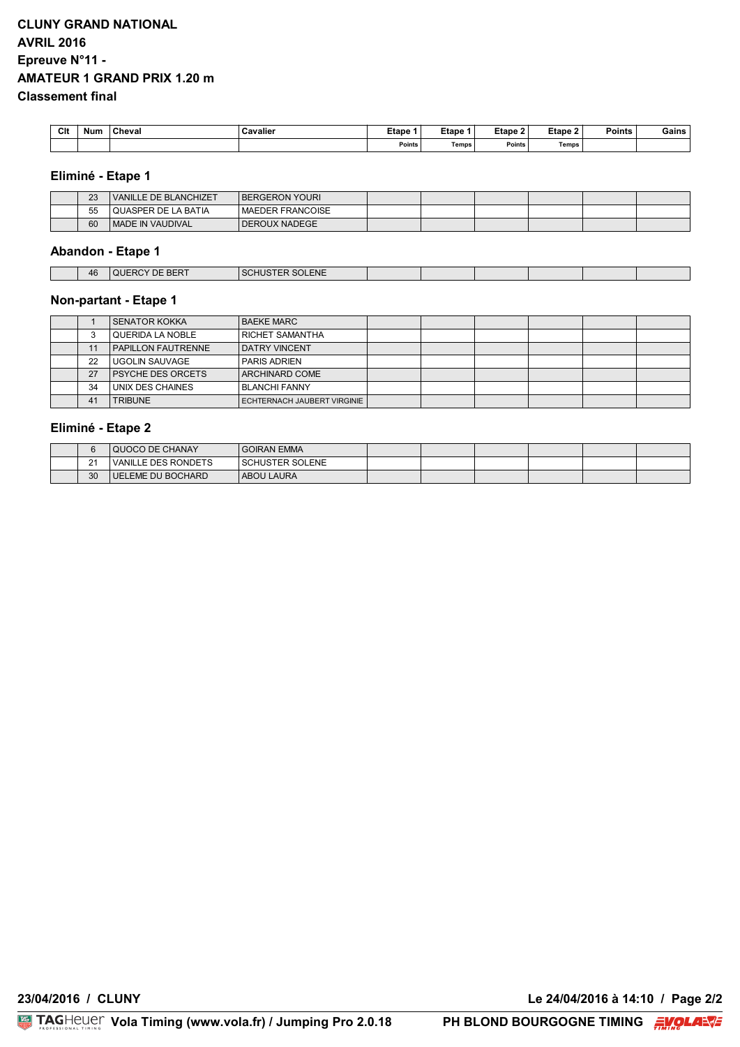**CLUNY GRAND NATIONAL**
**AVRIL 2016**
**Epreuve N°11 -**
**AMATEUR 1 GRAND PRIX 1.20 m**
**Classement final**

| Clt | Num | Cheval | Cavalier | Etape 1 Points | Etape 1 Temps | Etape 2 Points | Etape 2 Temps | Points | Gains |
|---|---|---|---|---|---|---|---|---|---|

## Eliminé - Etape 1

| Clt | Num | Cheval | Cavalier | Etape 1 Points | Etape 1 Temps | Etape 2 Points | Etape 2 Temps | Points | Gains |
|---|---|---|---|---|---|---|---|---|---|
| | 23 | VANILLE DE BLANCHIZET | BERGERON YOURI | | | | | | |
| | 55 | QUASPER DE LA BATIA | MAEDER FRANCOISE | | | | | | |
| | 60 | MADE IN VAUDIVAL | DEROUX NADEGE | | | | | | |

## Abandon - Etape 1

| Clt | Num | Cheval | Cavalier | Etape 1 Points | Etape 1 Temps | Etape 2 Points | Etape 2 Temps | Points | Gains |
|---|---|---|---|---|---|---|---|---|---|
| | 46 | QUERCY DE BERT | SCHUSTER SOLENE | | | | | | |

## Non-partant - Etape 1

| Clt | Num | Cheval | Cavalier | Etape 1 Points | Etape 1 Temps | Etape 2 Points | Etape 2 Temps | Points | Gains |
|---|---|---|---|---|---|---|---|---|---|
| | 1 | SENATOR KOKKA | BAEKE MARC | | | | | | |
| | 3 | QUERIDA LA NOBLE | RICHET SAMANTHA | | | | | | |
| | 11 | PAPILLON FAUTRENNE | DATRY VINCENT | | | | | | |
| | 22 | UGOLIN SAUVAGE | PARIS ADRIEN | | | | | | |
| | 27 | PSYCHE DES ORCETS | ARCHINARD COME | | | | | | |
| | 34 | UNIX DES CHAINES | BLANCHI FANNY | | | | | | |
| | 41 | TRIBUNE | ECHTERNACH JAUBERT VIRGINIE | | | | | | |

## Eliminé - Etape 2

| Clt | Num | Cheval | Cavalier | Etape 1 Points | Etape 1 Temps | Etape 2 Points | Etape 2 Temps | Points | Gains |
|---|---|---|---|---|---|---|---|---|---|
| | 6 | QUOCO DE CHANAY | GOIRAN EMMA | | | | | | |
| | 21 | VANILLE DES RONDETS | SCHUSTER SOLENE | | | | | | |
| | 30 | UELEME DU BOCHARD | ABOU LAURA | | | | | | |